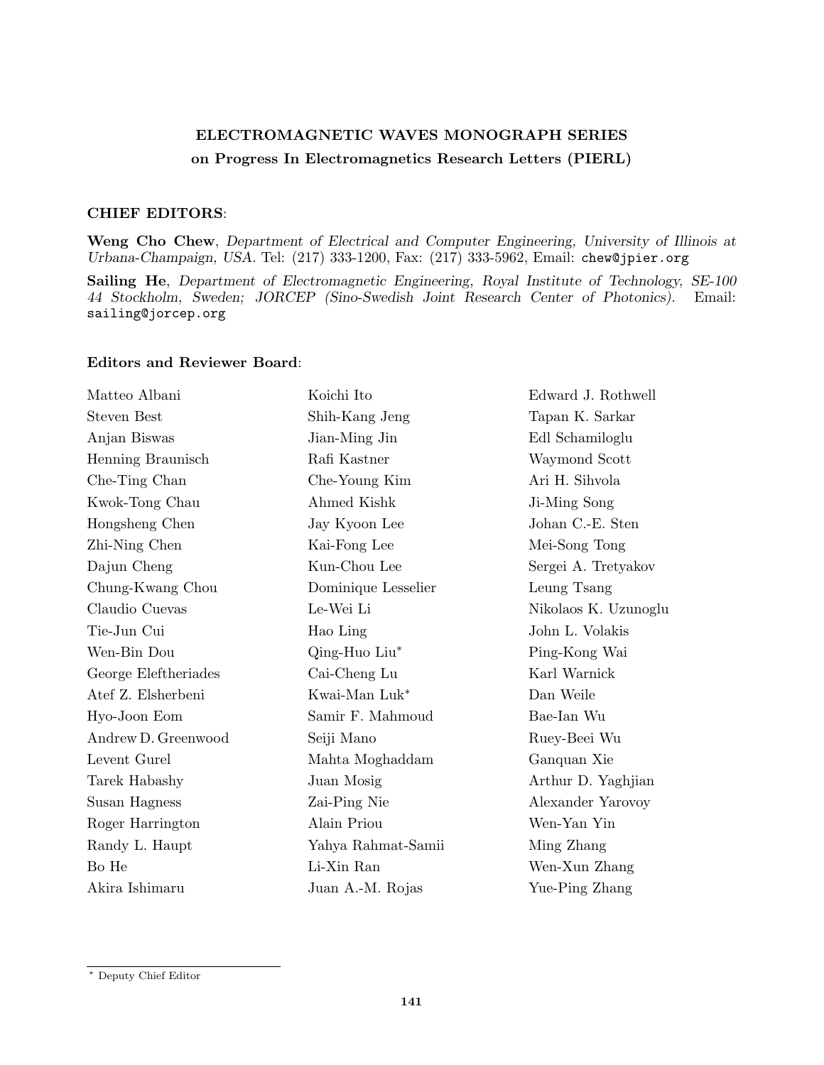## ELECTROMAGNETIC WAVES MONOGRAPH SERIES
## on Progress In Electromagnetics Research Letters (PIERL)

### CHIEF EDITORS:

**Weng Cho Chew**, *Department of Electrical and Computer Engineering, University of Illinois at Urbana-Champaign, USA.* Tel: (217) 333-1200, Fax: (217) 333-5962, Email: chew@jpier.org

**Sailing He**, *Department of Electromagnetic Engineering, Royal Institute of Technology, SE-100 44 Stockholm, Sweden; JORCEP (Sino-Swedish Joint Research Center of Photonics).* Email: sailing@jorcep.org

### Editors and Reviewer Board:

Matteo Albani
Steven Best
Anjan Biswas
Henning Braunisch
Che-Ting Chan
Kwok-Tong Chau
Hongsheng Chen
Zhi-Ning Chen
Dajun Cheng
Chung-Kwang Chou
Claudio Cuevas
Tie-Jun Cui
Wen-Bin Dou
George Eleftheriades
Atef Z. Elsherbeni
Hyo-Joon Eom
Andrew D. Greenwood
Levent Gurel
Tarek Habashy
Susan Hagness
Roger Harrington
Randy L. Haupt
Bo He
Akira Ishimaru
Koichi Ito
Shih-Kang Jeng
Jian-Ming Jin
Rafi Kastner
Che-Young Kim
Ahmed Kishk
Jay Kyoon Lee
Kai-Fong Lee
Kun-Chou Lee
Dominique Lesselier
Le-Wei Li
Hao Ling
Qing-Huo Liu*
Cai-Cheng Lu
Kwai-Man Luk*
Samir F. Mahmoud
Seiji Mano
Mahta Moghaddam
Juan Mosig
Zai-Ping Nie
Alain Priou
Yahya Rahmat-Samii
Li-Xin Ran
Juan A.-M. Rojas
Edward J. Rothwell
Tapan K. Sarkar
Edl Schamiloglu
Waymond Scott
Ari H. Sihvola
Ji-Ming Song
Johan C.-E. Sten
Mei-Song Tong
Sergei A. Tretyakov
Leung Tsang
Nikolaos K. Uzunoglu
John L. Volakis
Ping-Kong Wai
Karl Warnick
Dan Weile
Bae-Ian Wu
Ruey-Beei Wu
Ganquan Xie
Arthur D. Yaghjian
Alexander Yarovoy
Wen-Yan Yin
Ming Zhang
Wen-Xun Zhang
Yue-Ping Zhang

---

* Deputy Chief Editor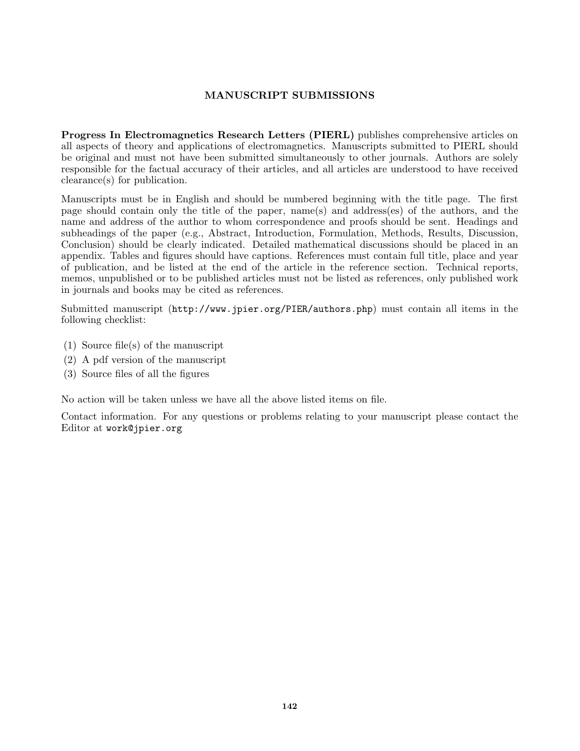## MANUSCRIPT SUBMISSIONS

**Progress In Electromagnetics Research Letters (PIERL)** publishes comprehensive articles on all aspects of theory and applications of electromagnetics. Manuscripts submitted to PIERL should be original and must not have been submitted simultaneously to other journals. Authors are solely responsible for the factual accuracy of their articles, and all articles are understood to have received clearance(s) for publication.

Manuscripts must be in English and should be numbered beginning with the title page. The first page should contain only the title of the paper, name(s) and address(es) of the authors, and the name and address of the author to whom correspondence and proofs should be sent. Headings and subheadings of the paper (e.g., Abstract, Introduction, Formulation, Methods, Results, Discussion, Conclusion) should be clearly indicated. Detailed mathematical discussions should be placed in an appendix. Tables and figures should have captions. References must contain full title, place and year of publication, and be listed at the end of the article in the reference section. Technical reports, memos, unpublished or to be published articles must not be listed as references, only published work in journals and books may be cited as references.

Submitted manuscript (`http://www.jpier.org/PIER/authors.php`) must contain all items in the following checklist:

(1) Source file(s) of the manuscript

(2) A pdf version of the manuscript

(3) Source files of all the figures

No action will be taken unless we have all the above listed items on file.

Contact information. For any questions or problems relating to your manuscript please contact the Editor at `work@jpier.org`